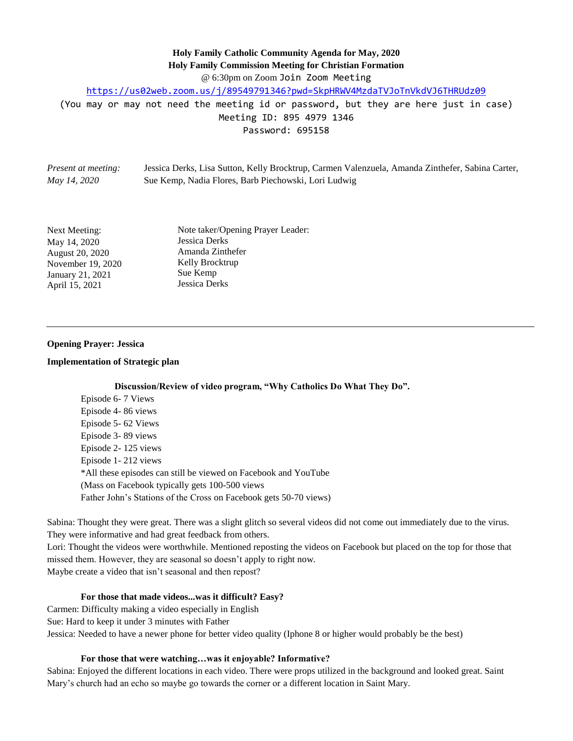**Holy Family Catholic Community Agenda for May, 2020**
**Holy Family Commission Meeting for Christian Formation**
@ 6:30pm on Zoom Join Zoom Meeting
https://us02web.zoom.us/j/89549791346?pwd=SkpHRWV4MzdaTVJoTnVkdVJ6THRUdz09
(You may or may not need the meeting id or password, but they are here just in case)
Meeting ID: 895 4979 1346
Password: 695158

| *Present at meeting: May 14, 2020* | Jessica Derks, Lisa Sutton, Kelly Brocktrup, Carmen Valenzuela, Amanda Zinthefer, Sabina Carter, Sue Kemp, Nadia Flores, Barb Piechowski, Lori Ludwig |
|---|---|

| Next Meeting: | Note taker/Opening Prayer Leader: |
|---|---|
| May 14, 2020 | Jessica Derks |
| August 20, 2020 | Amanda Zinthefer |
| November 19, 2020 | Kelly Brocktrup |
| January 21, 2021 | Sue Kemp |
| April 15, 2021 | Jessica Derks |

---

**Opening Prayer: Jessica**

**Implementation of Strategic plan**

**Discussion/Review of video program, "Why Catholics Do What They Do".**

Episode 6- 7 Views
Episode 4- 86 views
Episode 5- 62 Views
Episode 3- 89 views
Episode 2- 125 views
Episode 1- 212 views
*All these episodes can still be viewed on Facebook and YouTube
(Mass on Facebook typically gets 100-500 views
Father John's Stations of the Cross on Facebook gets 50-70 views)

Sabina: Thought they were great. There was a slight glitch so several videos did not come out immediately due to the virus. They were informative and had great feedback from others.
Lori: Thought the videos were worthwhile. Mentioned reposting the videos on Facebook but placed on the top for those that missed them. However, they are seasonal so doesn't apply to right now.
Maybe create a video that isn't seasonal and then repost?

**For those that made videos...was it difficult? Easy?**

Carmen: Difficulty making a video especially in English
Sue: Hard to keep it under 3 minutes with Father
Jessica: Needed to have a newer phone for better video quality (Iphone 8 or higher would probably be the best)

**For those that were watching…was it enjoyable? Informative?**

Sabina: Enjoyed the different locations in each video. There were props utilized in the background and looked great. Saint Mary's church had an echo so maybe go towards the corner or a different location in Saint Mary.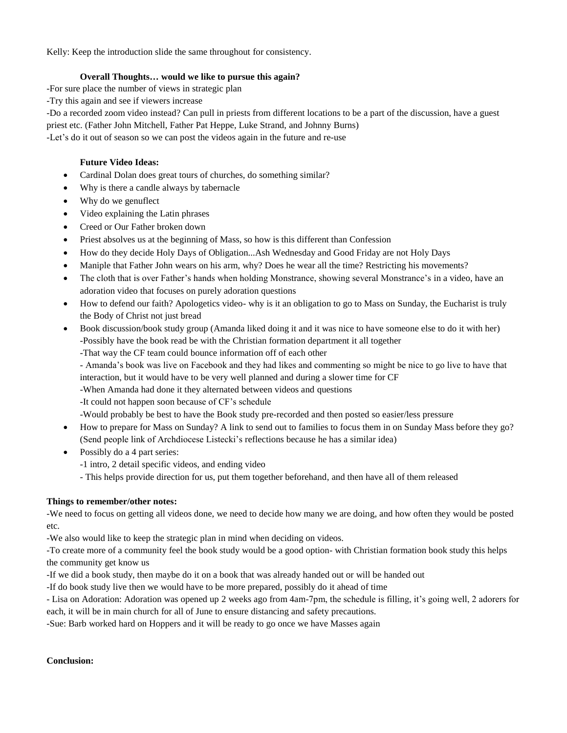Kelly: Keep the introduction slide the same throughout for consistency.

**Overall Thoughts… would we like to pursue this again?**

-For sure place the number of views in strategic plan

-Try this again and see if viewers increase

-Do a recorded zoom video instead? Can pull in priests from different locations to be a part of the discussion, have a guest priest etc. (Father John Mitchell, Father Pat Heppe, Luke Strand, and Johnny Burns)

-Let's do it out of season so we can post the videos again in the future and re-use

**Future Video Ideas:**

- Cardinal Dolan does great tours of churches, do something similar?
- Why is there a candle always by tabernacle
- Why do we genuflect
- Video explaining the Latin phrases
- Creed or Our Father broken down
- Priest absolves us at the beginning of Mass, so how is this different than Confession
- How do they decide Holy Days of Obligation...Ash Wednesday and Good Friday are not Holy Days
- Maniple that Father John wears on his arm, why? Does he wear all the time? Restricting his movements?
- The cloth that is over Father's hands when holding Monstrance, showing several Monstrance's in a video, have an adoration video that focuses on purely adoration questions
- How to defend our faith? Apologetics video- why is it an obligation to go to Mass on Sunday, the Eucharist is truly the Body of Christ not just bread
- Book discussion/book study group (Amanda liked doing it and it was nice to have someone else to do it with her)
  -Possibly have the book read be with the Christian formation department it all together
  -That way the CF team could bounce information off of each other
  - Amanda's book was live on Facebook and they had likes and commenting so might be nice to go live to have that interaction, but it would have to be very well planned and during a slower time for CF
  -When Amanda had done it they alternated between videos and questions
  -It could not happen soon because of CF's schedule
  -Would probably be best to have the Book study pre-recorded and then posted so easier/less pressure
- How to prepare for Mass on Sunday? A link to send out to families to focus them in on Sunday Mass before they go? (Send people link of Archdiocese Listecki's reflections because he has a similar idea)
- Possibly do a 4 part series:
  -1 intro, 2 detail specific videos, and ending video
  - This helps provide direction for us, put them together beforehand, and then have all of them released

**Things to remember/other notes:**

-We need to focus on getting all videos done, we need to decide how many we are doing, and how often they would be posted etc.

-We also would like to keep the strategic plan in mind when deciding on videos.

-To create more of a community feel the book study would be a good option- with Christian formation book study this helps the community get know us

-If we did a book study, then maybe do it on a book that was already handed out or will be handed out

-If do book study live then we would have to be more prepared, possibly do it ahead of time

- Lisa on Adoration: Adoration was opened up 2 weeks ago from 4am-7pm, the schedule is filling, it's going well, 2 adorers for each, it will be in main church for all of June to ensure distancing and safety precautions.

-Sue: Barb worked hard on Hoppers and it will be ready to go once we have Masses again

**Conclusion:**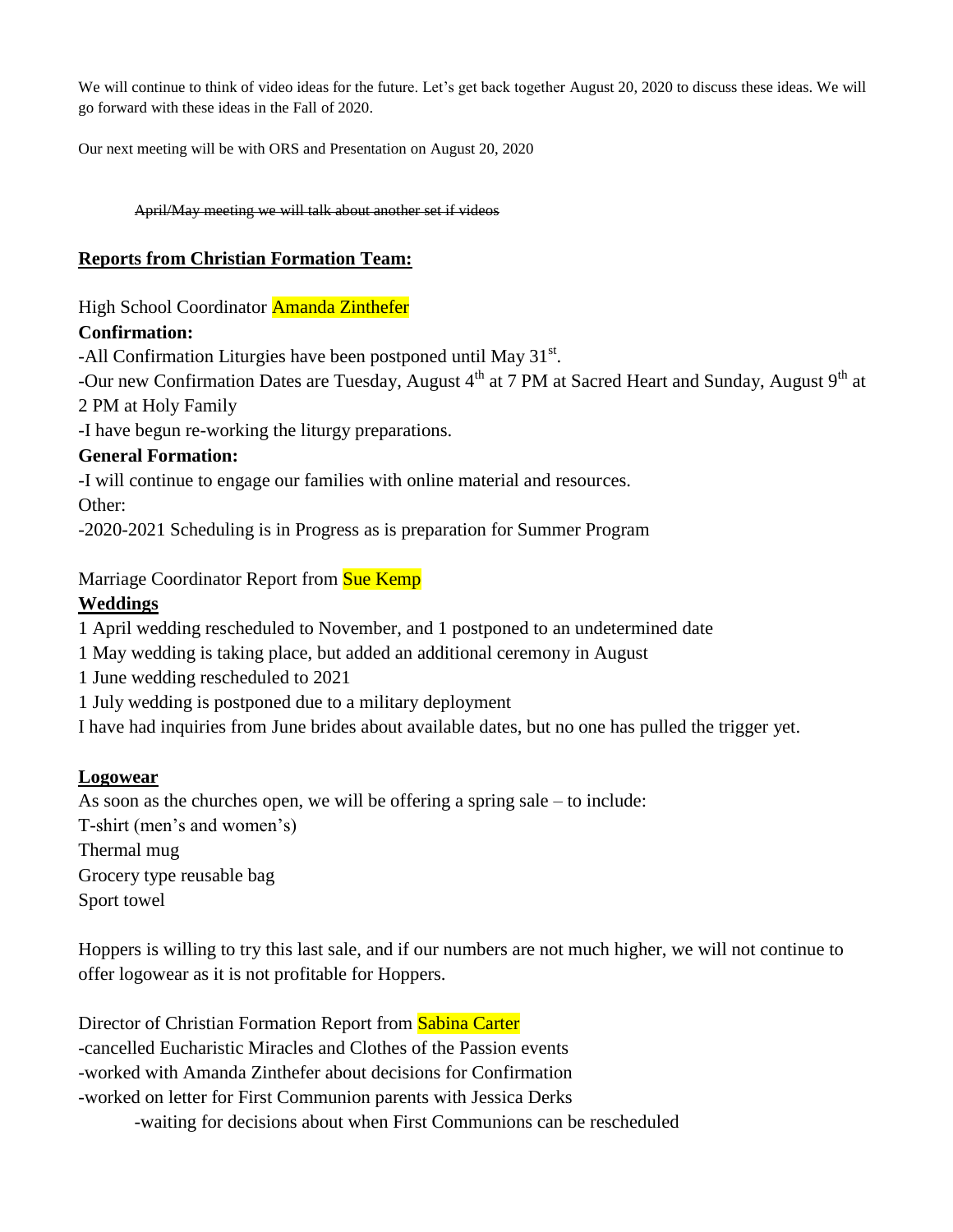We will continue to think of video ideas for the future. Let's get back together August 20, 2020 to discuss these ideas. We will go forward with these ideas in the Fall of 2020.

Our next meeting will be with ORS and Presentation on August 20, 2020

~~April/May meeting we will talk about another set if videos~~

**Reports from Christian Formation Team:**

High School Coordinator Amanda Zinthefer

**Confirmation:**

-All Confirmation Liturgies have been postponed until May 31st.

-Our new Confirmation Dates are Tuesday, August 4th at 7 PM at Sacred Heart and Sunday, August 9th at 2 PM at Holy Family

-I have begun re-working the liturgy preparations.

**General Formation:**

-I will continue to engage our families with online material and resources.

Other:

-2020-2021 Scheduling is in Progress as is preparation for Summer Program

Marriage Coordinator Report from Sue Kemp

**Weddings**

1 April wedding rescheduled to November, and 1 postponed to an undetermined date

1 May wedding is taking place, but added an additional ceremony in August

1 June wedding rescheduled to 2021

1 July wedding is postponed due to a military deployment

I have had inquiries from June brides about available dates, but no one has pulled the trigger yet.

**Logowear**

As soon as the churches open, we will be offering a spring sale – to include:

T-shirt (men's and women's)

Thermal mug

Grocery type reusable bag

Sport towel

Hoppers is willing to try this last sale, and if our numbers are not much higher, we will not continue to offer logowear as it is not profitable for Hoppers.

Director of Christian Formation Report from Sabina Carter

-cancelled Eucharistic Miracles and Clothes of the Passion events

-worked with Amanda Zinthefer about decisions for Confirmation

-worked on letter for First Communion parents with Jessica Derks

- -waiting for decisions about when First Communions can be rescheduled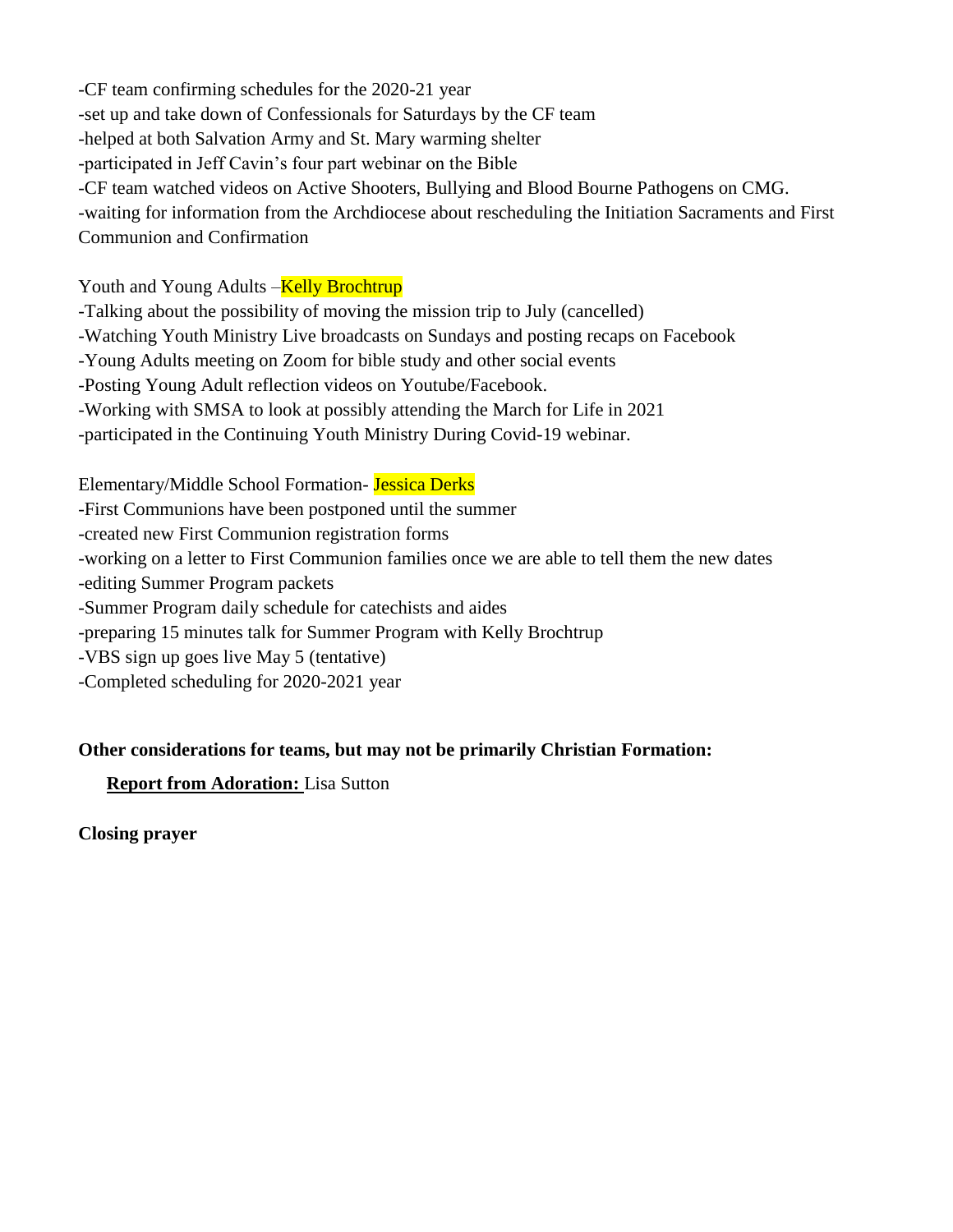-CF team confirming schedules for the 2020-21 year
-set up and take down of Confessionals for Saturdays by the CF team
-helped at both Salvation Army and St. Mary warming shelter
-participated in Jeff Cavin's four part webinar on the Bible
-CF team watched videos on Active Shooters, Bullying and Blood Bourne Pathogens on CMG.
-waiting for information from the Archdiocese about rescheduling the Initiation Sacraments and First Communion and Confirmation

Youth and Young Adults –Kelly Brochtrup
-Talking about the possibility of moving the mission trip to July (cancelled)
-Watching Youth Ministry Live broadcasts on Sundays and posting recaps on Facebook
-Young Adults meeting on Zoom for bible study and other social events
-Posting Young Adult reflection videos on Youtube/Facebook.
-Working with SMSA to look at possibly attending the March for Life in 2021
-participated in the Continuing Youth Ministry During Covid-19 webinar.

Elementary/Middle School Formation- Jessica Derks
-First Communions have been postponed until the summer
-created new First Communion registration forms
-working on a letter to First Communion families once we are able to tell them the new dates
-editing Summer Program packets
-Summer Program daily schedule for catechists and aides
-preparing 15 minutes talk for Summer Program with Kelly Brochtrup
-VBS sign up goes live May 5 (tentative)
-Completed scheduling for 2020-2021 year

**Other considerations for teams, but may not be primarily Christian Formation:**

**Report from Adoration:** Lisa Sutton

**Closing prayer**